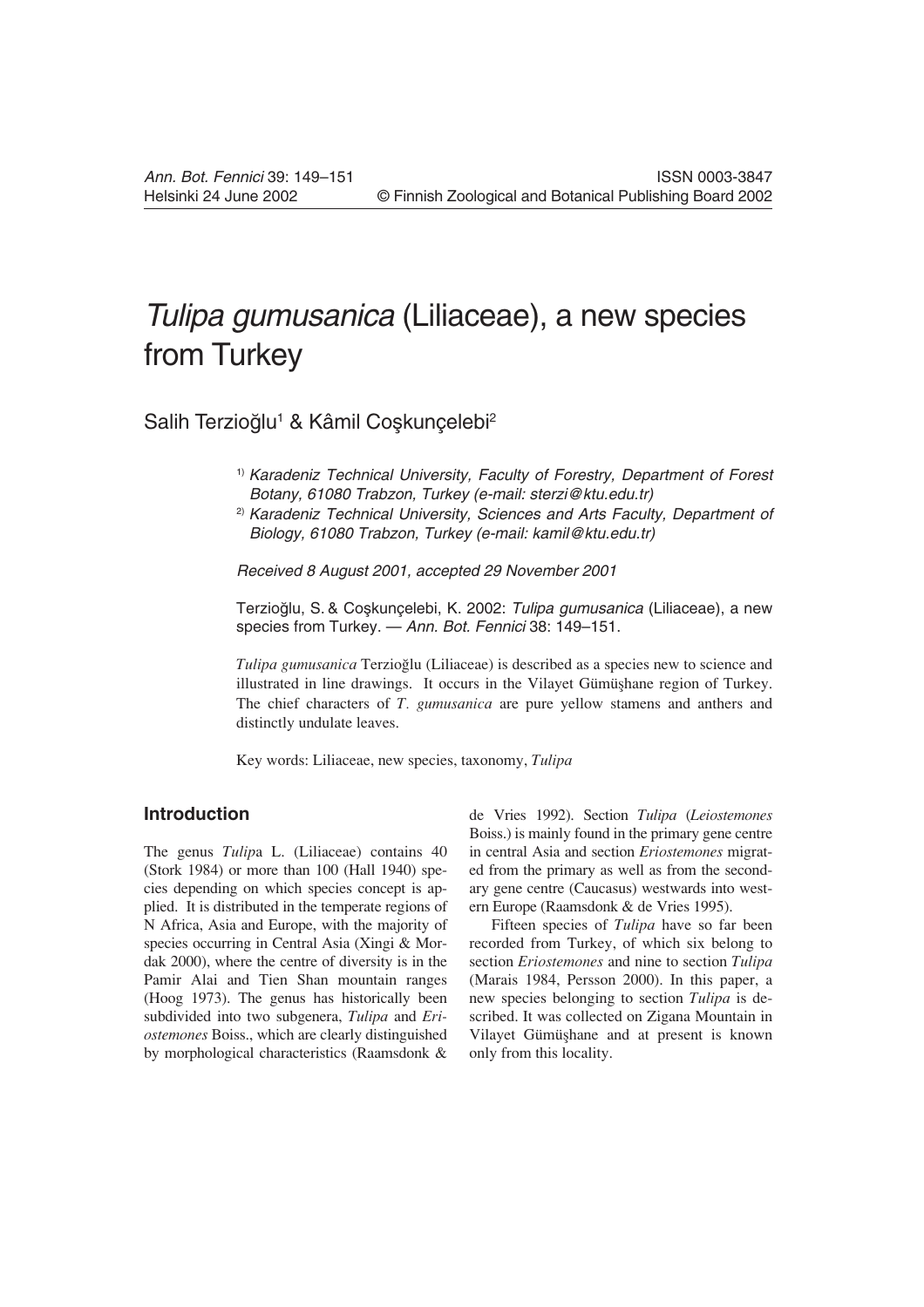# *Tulipa gumusanica* (Liliaceae), a new species from Turkey

Salih Terzioğlu[1] & Kâmil Coşkunçelebi[2]

[1]) *Karadeniz Technical University, Faculty of Forestry, Department of Forest Botany, 61080 Trabzon, Turkey (e-mail: sterzi@ktu.edu.tr)*

[2]) *Karadeniz Technical University, Sciences and Arts Faculty, Department of Biology, 61080 Trabzon, Turkey (e-mail: kamil@ktu.edu.tr)*

*Received 8 August 2001, accepted 29 November 2001*

Terzioğlu, S. & Coşkunçelebi, K. 2002: *Tulipa gumusanica* (Liliaceae), a new species from Turkey. — *Ann. Bot. Fennici* 38: 149–151.

*Tulipa gumusanica* Terzioğlu (Liliaceae) is described as a species new to science and illustrated in line drawings. It occurs in the Vilayet Gümüşhane region of Turkey. The chief characters of *T. gumusanica* are pure yellow stamens and anthers and distinctly undulate leaves.

Key words: Liliaceae, new species, taxonomy, *Tulipa*

## Introduction

The genus *Tulip*a L. (Liliaceae) contains 40 (Stork 1984) or more than 100 (Hall 1940) species depending on which species concept is applied. It is distributed in the temperate regions of N Africa, Asia and Europe, with the majority of species occurring in Central Asia (Xingi & Mordak 2000), where the centre of diversity is in the Pamir Alai and Tien Shan mountain ranges (Hoog 1973). The genus has historically been subdivided into two subgenera, *Tulipa* and *Eriostemones* Boiss., which are clearly distinguished by morphological characteristics (Raamsdonk & de Vries 1992). Section *Tulipa* (*Leiostemones* Boiss.) is mainly found in the primary gene centre in central Asia and section *Eriostemones* migrated from the primary as well as from the secondary gene centre (Caucasus) westwards into western Europe (Raamsdonk & de Vries 1995).

Fifteen species of *Tulipa* have so far been recorded from Turkey, of which six belong to section *Eriostemones* and nine to section *Tulipa* (Marais 1984, Persson 2000). In this paper, a new species belonging to section *Tulipa* is described. It was collected on Zigana Mountain in Vilayet Gümüşhane and at present is known only from this locality.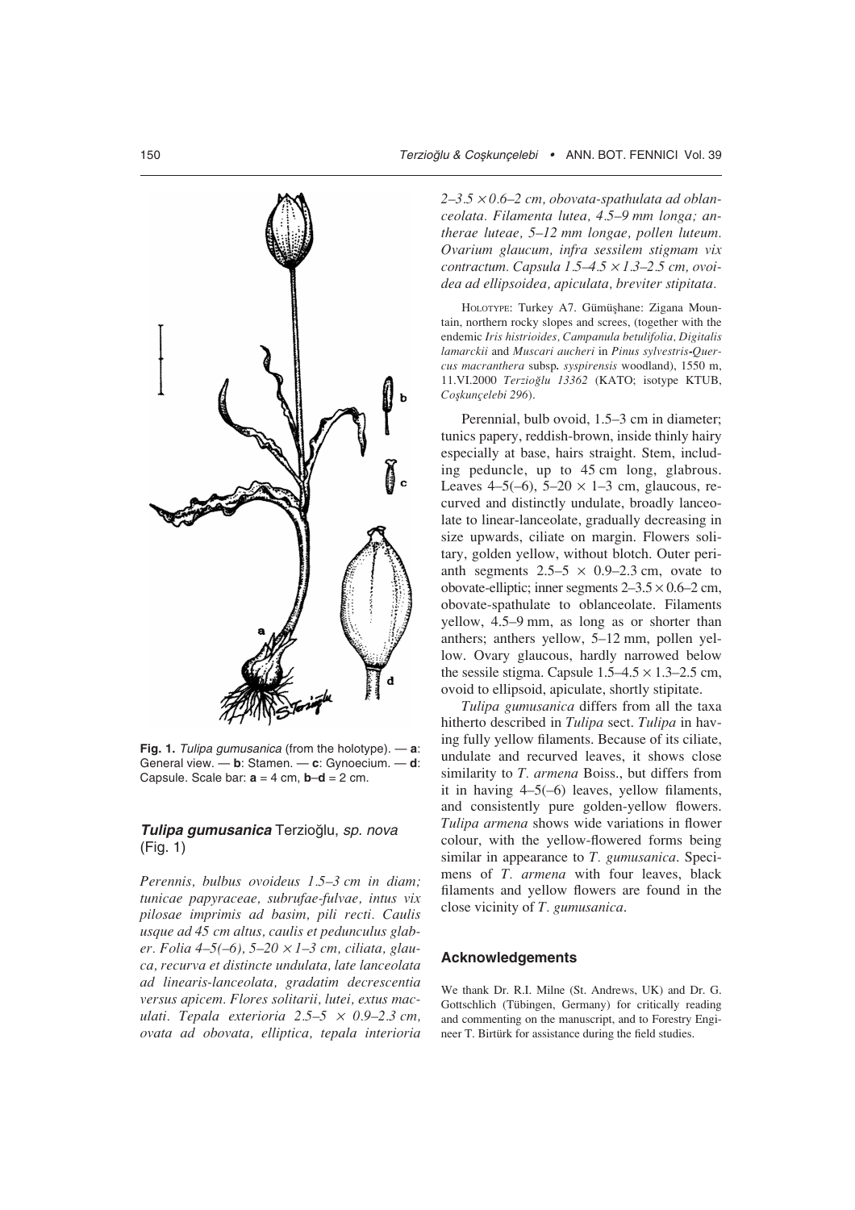Fig. 1. *Tulipa gumusanica* (from the holotype). — **a**: General view. — **b**: Stamen. — **c**: Gynoecium. — **d**: Capsule. Scale bar: **a** = 4 cm, **b**–**d** = 2 cm.

## *Tulipa gumusanica* Terzioğlu, *sp. nova* (Fig. 1)

*Perennis, bulbus ovoideus 1.5–3 cm in diam; tunicae papyraceae, subrufae-fulvae, intus vix pilosae imprimis ad basim, pili recti. Caulis usque ad 45 cm altus, caulis et pedunculus glaber. Folia 4–5(–6), 5–20 × 1–3 cm, ciliata, glauca, recurva et distincte undulata, late lanceolata ad linearis-lanceolata, gradatim decrescentia versus apicem. Flores solitarii, lutei, extus maculati. Tepala exterioria 2.5–5 × 0.9–2.3 cm, ovata ad obovata, elliptica, tepala interioria 2–3.5 × 0.6–2 cm, obovata-spathulata ad oblanceolata. Filamenta lutea, 4.5–9 mm longa; antherae luteae, 5–12 mm longae, pollen luteum. Ovarium glaucum, infra sessilem stigmam vix contractum. Capsula 1.5–4.5 × 1.3–2.5 cm, ovoidea ad ellipsoidea, apiculata, breviter stipitata.*

HOLOTYPE: Turkey A7. Gümüşhane: Zigana Mountain, northern rocky slopes and screes, (together with the endemic *Iris histrioides*, *Campanula betulifolia*, *Digitalis lamarckii* and *Muscari aucheri* in *Pinus sylvestris*-*Quercus macranthera* subsp. *syspirensis* woodland), 1550 m, 11.VI.2000 *Terzioğlu 13362* (KATO; isotype KTUB, *Coşkunçelebi 296*).

Perennial, bulb ovoid, 1.5–3 cm in diameter; tunics papery, reddish-brown, inside thinly hairy especially at base, hairs straight. Stem, including peduncle, up to 45 cm long, glabrous. Leaves 4–5(–6), 5–20 × 1–3 cm, glaucous, recurved and distinctly undulate, broadly lanceolate to linear-lanceolate, gradually decreasing in size upwards, ciliate on margin. Flowers solitary, golden yellow, without blotch. Outer perianth segments 2.5–5 × 0.9–2.3 cm, ovate to obovate-elliptic; inner segments 2–3.5 × 0.6–2 cm, obovate-spathulate to oblanceolate. Filaments yellow, 4.5–9 mm, as long as or shorter than anthers; anthers yellow, 5–12 mm, pollen yellow. Ovary glaucous, hardly narrowed below the sessile stigma. Capsule 1.5–4.5 × 1.3–2.5 cm, ovoid to ellipsoid, apiculate, shortly stipitate.

*Tulipa gumusanica* differs from all the taxa hitherto described in *Tulipa* sect. *Tulipa* in having fully yellow filaments. Because of its ciliate, undulate and recurved leaves, it shows close similarity to *T. armena* Boiss., but differs from it in having 4–5(–6) leaves, yellow filaments, and consistently pure golden-yellow flowers. *Tulipa armena* shows wide variations in flower colour, with the yellow-flowered forms being similar in appearance to *T. gumusanica*. Specimens of *T. armena* with four leaves, black filaments and yellow flowers are found in the close vicinity of *T. gumusanica*.

## Acknowledgements

We thank Dr. R.I. Milne (St. Andrews, UK) and Dr. G. Gottschlich (Tübingen, Germany) for critically reading and commenting on the manuscript, and to Forestry Engineer T. Birtürk for assistance during the field studies.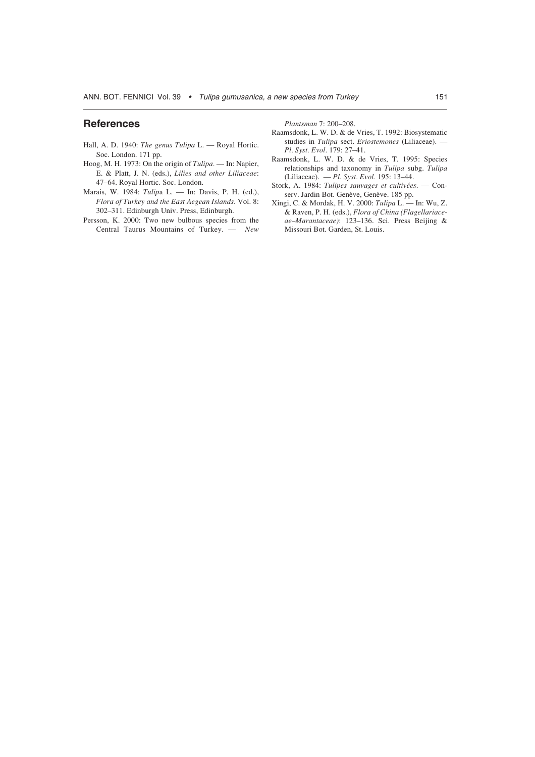## References

Hall, A. D. 1940: *The genus Tulipa* L. — Royal Hortic. Soc. London. 171 pp.

Hoog, M. H. 1973: On the origin of *Tulipa*. — In: Napier, E. & Platt, J. N. (eds.), *Lilies and other Liliaceae*: 47–64. Royal Hortic. Soc. London.

Marais, W. 1984: *Tulip*a L. — In: Davis, P. H. (ed.), *Flora of Turkey and the East Aegean Islands.* Vol. 8: 302–311. Edinburgh Univ. Press, Edinburgh.

Persson, K. 2000: Two new bulbous species from the Central Taurus Mountains of Turkey. — *New Plantsman* 7: 200–208.

Raamsdonk, L. W. D. & de Vries, T. 1992: Biosystematic studies in *Tulipa* sect. *Eriostemones* (Liliaceae). — *Pl. Syst. Evol*. 179: 27–41.

Raamsdonk, L. W. D. & de Vries, T. 1995: Species relationships and taxonomy in *Tulipa* subg. *Tulipa* (Liliaceae). — *Pl. Syst. Evol*. 195: 13–44.

Stork, A. 1984: *Tulipes sauvages et cultivées*. — Conserv. Jardin Bot. Genève, Genève. 185 pp.

Xingi, C. & Mordak, H. V. 2000: *Tulipa* L. — In: Wu, Z. & Raven, P. H. (eds.), *Flora of China (Flagellariaceae–Marantaceae)*: 123–136. Sci. Press Beijing & Missouri Bot. Garden, St. Louis.